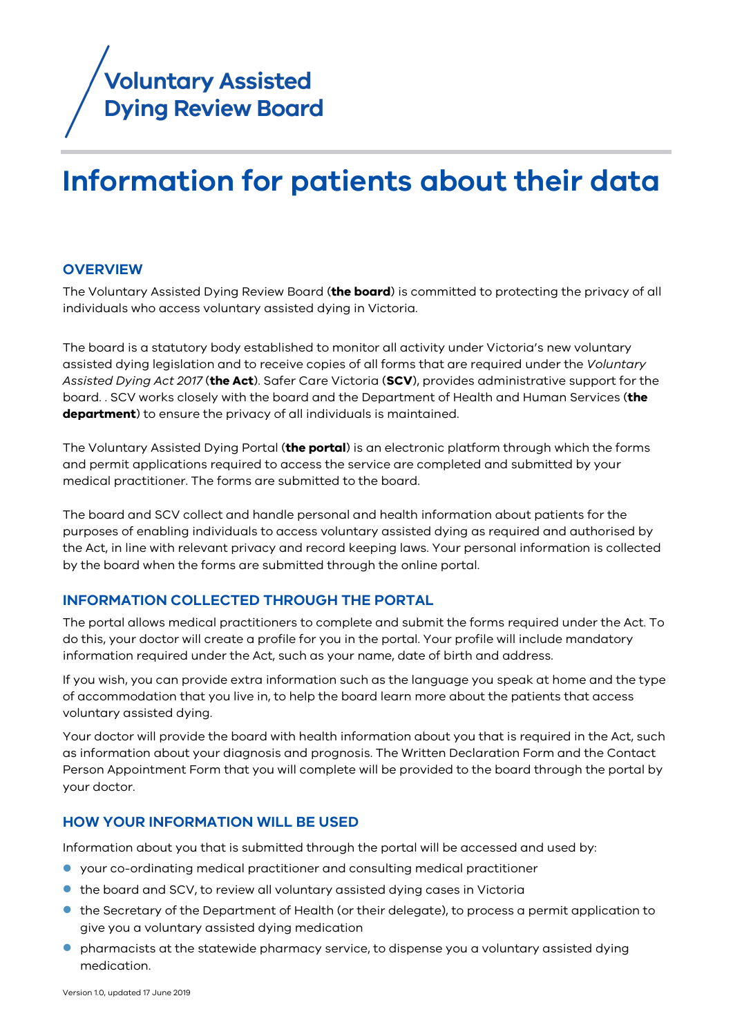Voluntary Assisted Dying Review Board

# Information for patients about their data

## OVERVIEW

The Voluntary Assisted Dying Review Board (**the board**) is committed to protecting the privacy of all individuals who access voluntary assisted dying in Victoria.

The board is a statutory body established to monitor all activity under Victoria's new voluntary assisted dying legislation and to receive copies of all forms that are required under the *Voluntary Assisted Dying Act 2017* (**the Act**). Safer Care Victoria (**SCV**), provides administrative support for the board. . SCV works closely with the board and the Department of Health and Human Services (**the department**) to ensure the privacy of all individuals is maintained.

The Voluntary Assisted Dying Portal (**the portal**) is an electronic platform through which the forms and permit applications required to access the service are completed and submitted by your medical practitioner. The forms are submitted to the board.

The board and SCV collect and handle personal and health information about patients for the purposes of enabling individuals to access voluntary assisted dying as required and authorised by the Act, in line with relevant privacy and record keeping laws. Your personal information is collected by the board when the forms are submitted through the online portal.

## INFORMATION COLLECTED THROUGH THE PORTAL

The portal allows medical practitioners to complete and submit the forms required under the Act. To do this, your doctor will create a profile for you in the portal. Your profile will include mandatory information required under the Act, such as your name, date of birth and address.

If you wish, you can provide extra information such as the language you speak at home and the type of accommodation that you live in, to help the board learn more about the patients that access voluntary assisted dying.

Your doctor will provide the board with health information about you that is required in the Act, such as information about your diagnosis and prognosis. The Written Declaration Form and the Contact Person Appointment Form that you will complete will be provided to the board through the portal by your doctor.

## HOW YOUR INFORMATION WILL BE USED

Information about you that is submitted through the portal will be accessed and used by:

- your co-ordinating medical practitioner and consulting medical practitioner
- the board and SCV, to review all voluntary assisted dying cases in Victoria
- the Secretary of the Department of Health (or their delegate), to process a permit application to give you a voluntary assisted dying medication
- pharmacists at the statewide pharmacy service, to dispense you a voluntary assisted dying medication.

Version 1.0, updated 17 June 2019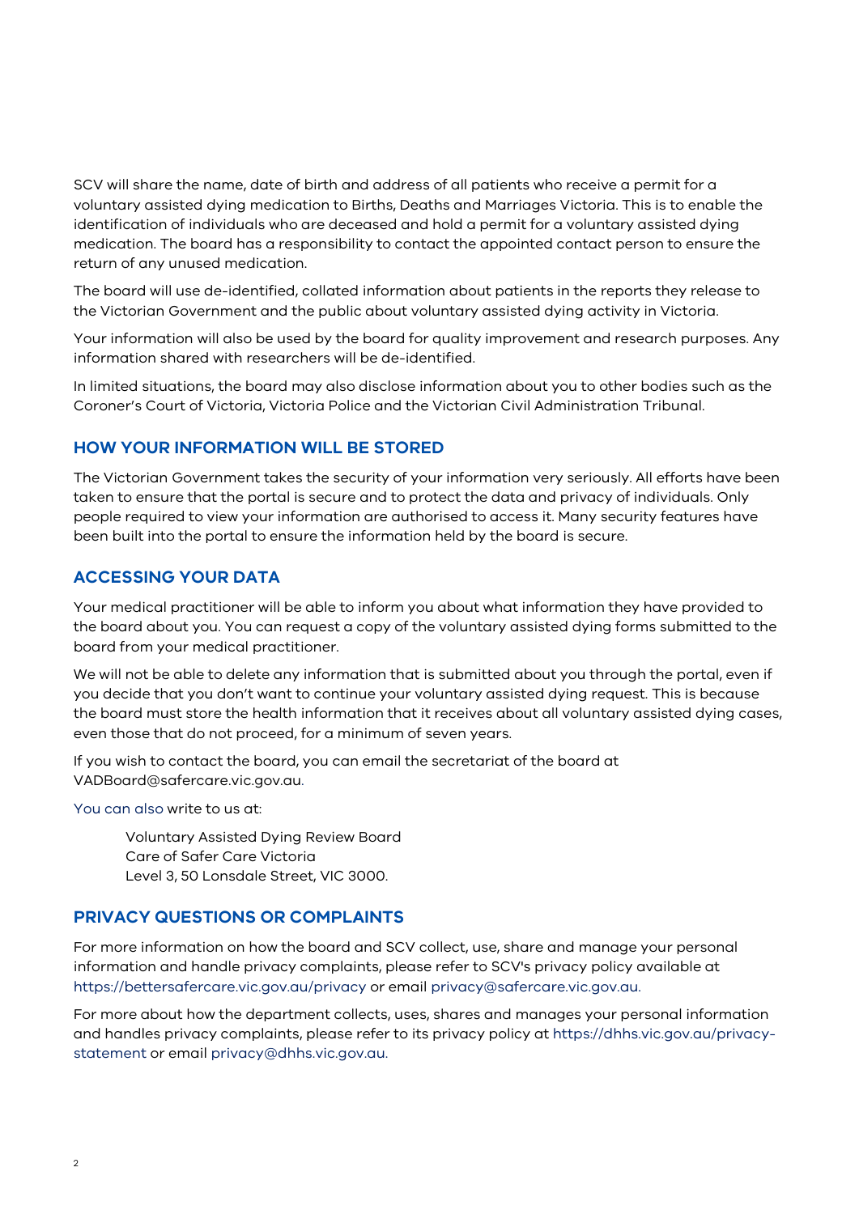SCV will share the name, date of birth and address of all patients who receive a permit for a voluntary assisted dying medication to Births, Deaths and Marriages Victoria. This is to enable the identification of individuals who are deceased and hold a permit for a voluntary assisted dying medication. The board has a responsibility to contact the appointed contact person to ensure the return of any unused medication.

The board will use de-identified, collated information about patients in the reports they release to the Victorian Government and the public about voluntary assisted dying activity in Victoria.

Your information will also be used by the board for quality improvement and research purposes. Any information shared with researchers will be de-identified.

In limited situations, the board may also disclose information about you to other bodies such as the Coroner's Court of Victoria, Victoria Police and the Victorian Civil Administration Tribunal.

## HOW YOUR INFORMATION WILL BE STORED

The Victorian Government takes the security of your information very seriously. All efforts have been taken to ensure that the portal is secure and to protect the data and privacy of individuals. Only people required to view your information are authorised to access it. Many security features have been built into the portal to ensure the information held by the board is secure.

## ACCESSING YOUR DATA

Your medical practitioner will be able to inform you about what information they have provided to the board about you. You can request a copy of the voluntary assisted dying forms submitted to the board from your medical practitioner.

We will not be able to delete any information that is submitted about you through the portal, even if you decide that you don't want to continue your voluntary assisted dying request. This is because the board must store the health information that it receives about all voluntary assisted dying cases, even those that do not proceed, for a minimum of seven years.

If you wish to contact the board, you can email the secretariat of the board at VADBoard@safercare.vic.gov.au.

You can also write to us at:

> Voluntary Assisted Dying Review Board
> Care of Safer Care Victoria
> Level 3, 50 Lonsdale Street, VIC 3000.

## PRIVACY QUESTIONS OR COMPLAINTS

For more information on how the board and SCV collect, use, share and manage your personal information and handle privacy complaints, please refer to SCV's privacy policy available at https://bettersafercare.vic.gov.au/privacy or email privacy@safercare.vic.gov.au.

For more about how the department collects, uses, shares and manages your personal information and handles privacy complaints, please refer to its privacy policy at https://dhhs.vic.gov.au/privacy-statement or email privacy@dhhs.vic.gov.au.